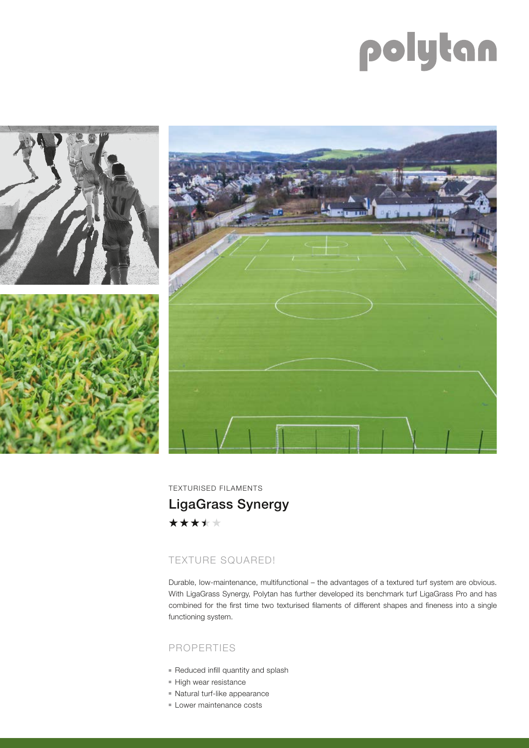polytan

TEXTURISED FILAMENTS

# LigaGrass Synergy

★★★½★

## TEXTURE SQUARED!

Durable, low-maintenance, multifunctional – the advantages of a textured turf system are obvious. With LigaGrass Synergy, Polytan has further developed its benchmark turf LigaGrass Pro and has combined for the first time two texturised filaments of different shapes and fineness into a single functioning system.

## PROPERTIES

- Reduced infill quantity and splash
- High wear resistance
- Natural turf-like appearance
- Lower maintenance costs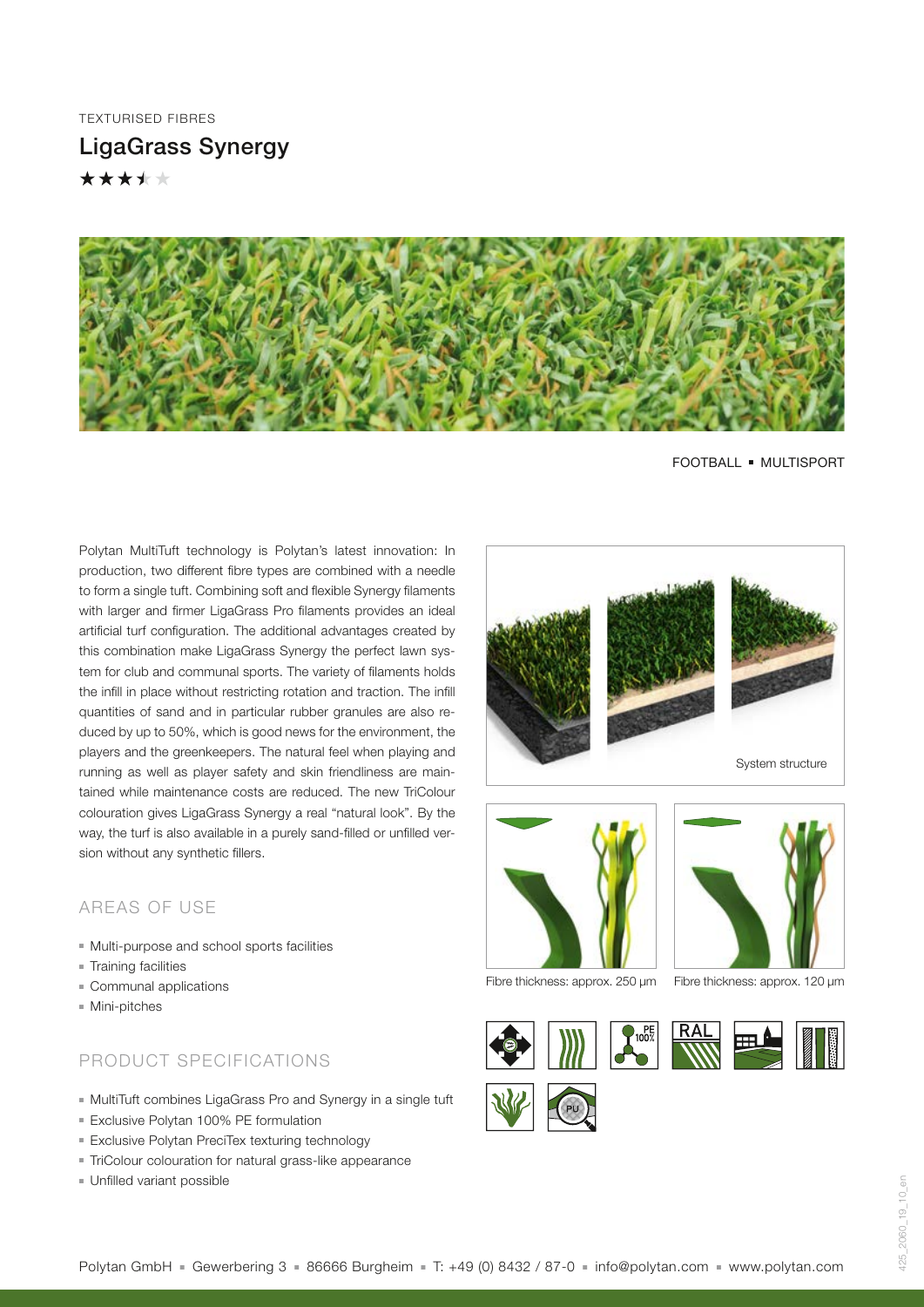TEXTURISED FIBRES

# LaigaGrass Synergy

★★★½☆

FOOTBALL ▪ MULTISPORT

Polytan MultiTuft technology is Polytan's latest innovation: In production, two different fibre types are combined with a needle to form a single tuft. Combining soft and flexible Synergy filaments with larger and firmer LigaGrass Pro filaments provides an ideal artificial turf configuration. The additional advantages created by this combination make LigaGrass Synergy the perfect lawn system for club and communal sports. The variety of filaments holds the infill in place without restricting rotation and traction. The infill quantities of sand and in particular rubber granules are also reduced by up to 50%, which is good news for the environment, the players and the greenkeepers. The natural feel when playing and running as well as player safety and skin friendliness are maintained while maintenance costs are reduced. The new TriColour colouration gives LigaGrass Synergy a real "natural look". By the way, the turf is also available in a purely sand-filled or unfilled version without any synthetic fillers.

## AREAS OF USE

- Multi-purpose and school sports facilities
- Training facilities
- Communal applications
- Mini-pitches

## PRODUCT SPECIFICATIONS

- MultiTuft combines LigaGrass Pro and Synergy in a single tuft
- Exclusive Polytan 100% PE formulation
- Exclusive Polytan PreciTex texturing technology
- TriColour colouration for natural grass-like appearance
- Unfilled variant possible

System structure

Fibre thickness: approx. 250 µm

Fibre thickness: approx. 120 µm

Polytan GmbH ▪ Gewerbering 3 ▪ 86666 Burgheim ▪ T: +49 (0) 8432 / 87-0 ▪ info@polytan.com ▪ www.polytan.com